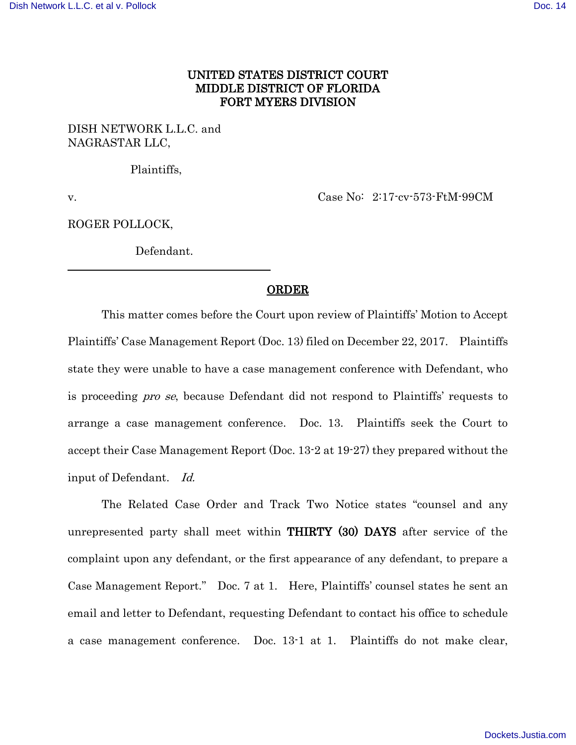UNITED STATES DISTRICT COURT
MIDDLE DISTRICT OF FLORIDA
FORT MYERS DIVISION

DISH NETWORK L.L.C. and
NAGRASTAR LLC,

Plaintiffs,

v. Case No: 2:17-cv-573-FtM-99CM

ROGER POLLOCK,

Defendant.

---

# ORDER

This matter comes before the Court upon review of Plaintiffs' Motion to Accept Plaintiffs' Case Management Report (Doc. 13) filed on December 22, 2017. Plaintiffs state they were unable to have a case management conference with Defendant, who is proceeding *pro se*, because Defendant did not respond to Plaintiffs' requests to arrange a case management conference. Doc. 13. Plaintiffs seek the Court to accept their Case Management Report (Doc. 13-2 at 19-27) they prepared without the input of Defendant. *Id.*

The Related Case Order and Track Two Notice states "counsel and any unrepresented party shall meet within **THIRTY (30) DAYS** after service of the complaint upon any defendant, or the first appearance of any defendant, to prepare a Case Management Report." Doc. 7 at 1. Here, Plaintiffs' counsel states he sent an email and letter to Defendant, requesting Defendant to contact his office to schedule a case management conference. Doc. 13-1 at 1. Plaintiffs do not make clear,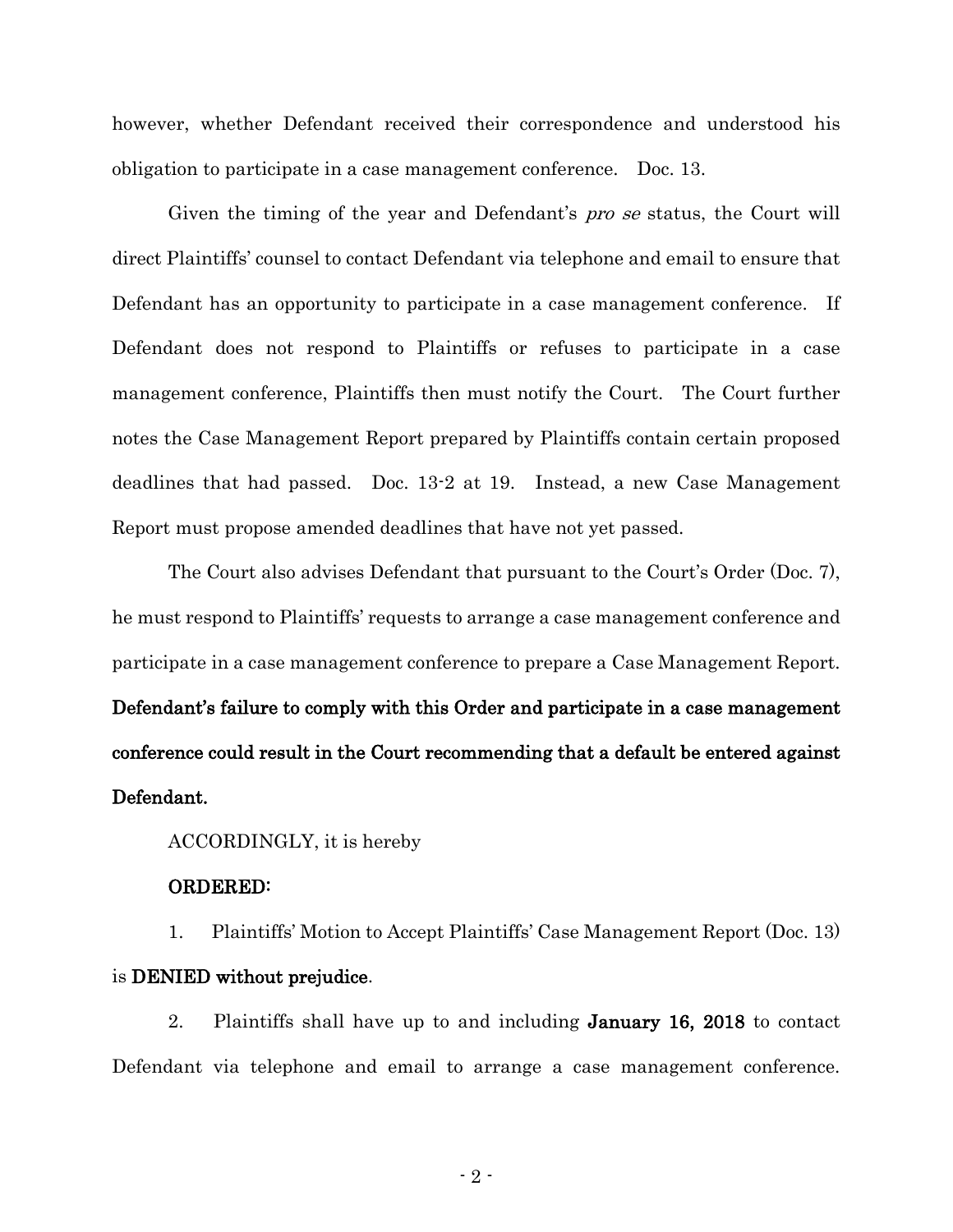however, whether Defendant received their correspondence and understood his obligation to participate in a case management conference. Doc. 13.

Given the timing of the year and Defendant's *pro se* status, the Court will direct Plaintiffs' counsel to contact Defendant via telephone and email to ensure that Defendant has an opportunity to participate in a case management conference. If Defendant does not respond to Plaintiffs or refuses to participate in a case management conference, Plaintiffs then must notify the Court. The Court further notes the Case Management Report prepared by Plaintiffs contain certain proposed deadlines that had passed. Doc. 13-2 at 19. Instead, a new Case Management Report must propose amended deadlines that have not yet passed.

The Court also advises Defendant that pursuant to the Court's Order (Doc. 7), he must respond to Plaintiffs' requests to arrange a case management conference and participate in a case management conference to prepare a Case Management Report. **Defendant's failure to comply with this Order and participate in a case management conference could result in the Court recommending that a default be entered against Defendant.**

ACCORDINGLY, it is hereby

**ORDERED:**

1. Plaintiffs' Motion to Accept Plaintiffs' Case Management Report (Doc. 13) is **DENIED without prejudice**.

2. Plaintiffs shall have up to and including **January 16, 2018** to contact Defendant via telephone and email to arrange a case management conference.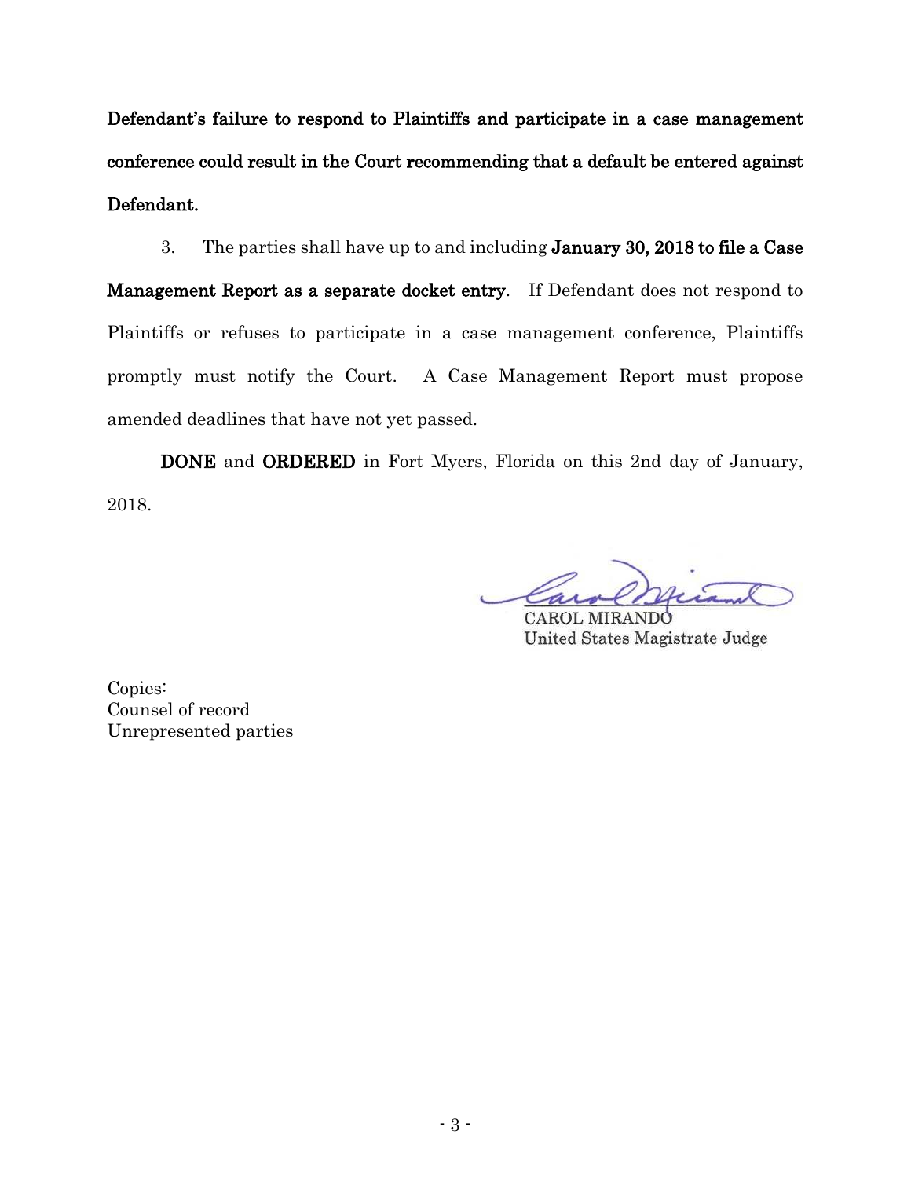**Defendant's failure to respond to Plaintiffs and participate in a case management conference could result in the Court recommending that a default be entered against Defendant.**

3. The parties shall have up to and including **January 30, 2018 to file a Case Management Report as a separate docket entry**. If Defendant does not respond to Plaintiffs or refuses to participate in a case management conference, Plaintiffs promptly must notify the Court. A Case Management Report must propose amended deadlines that have not yet passed.

**DONE** and **ORDERED** in Fort Myers, Florida on this 2nd day of January, 2018.

CAROL MIRANDO
United States Magistrate Judge

Copies:
Counsel of record
Unrepresented parties